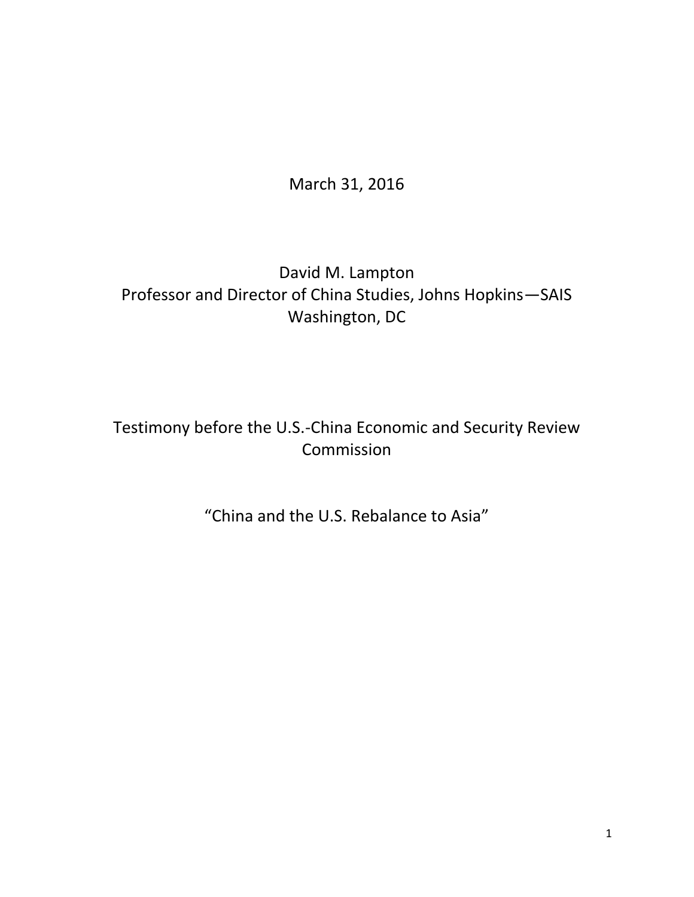March 31, 2016

David M. Lampton
Professor and Director of China Studies, Johns Hopkins—SAIS
Washington, DC

Testimony before the U.S.-China Economic and Security Review Commission

"China and the U.S. Rebalance to Asia"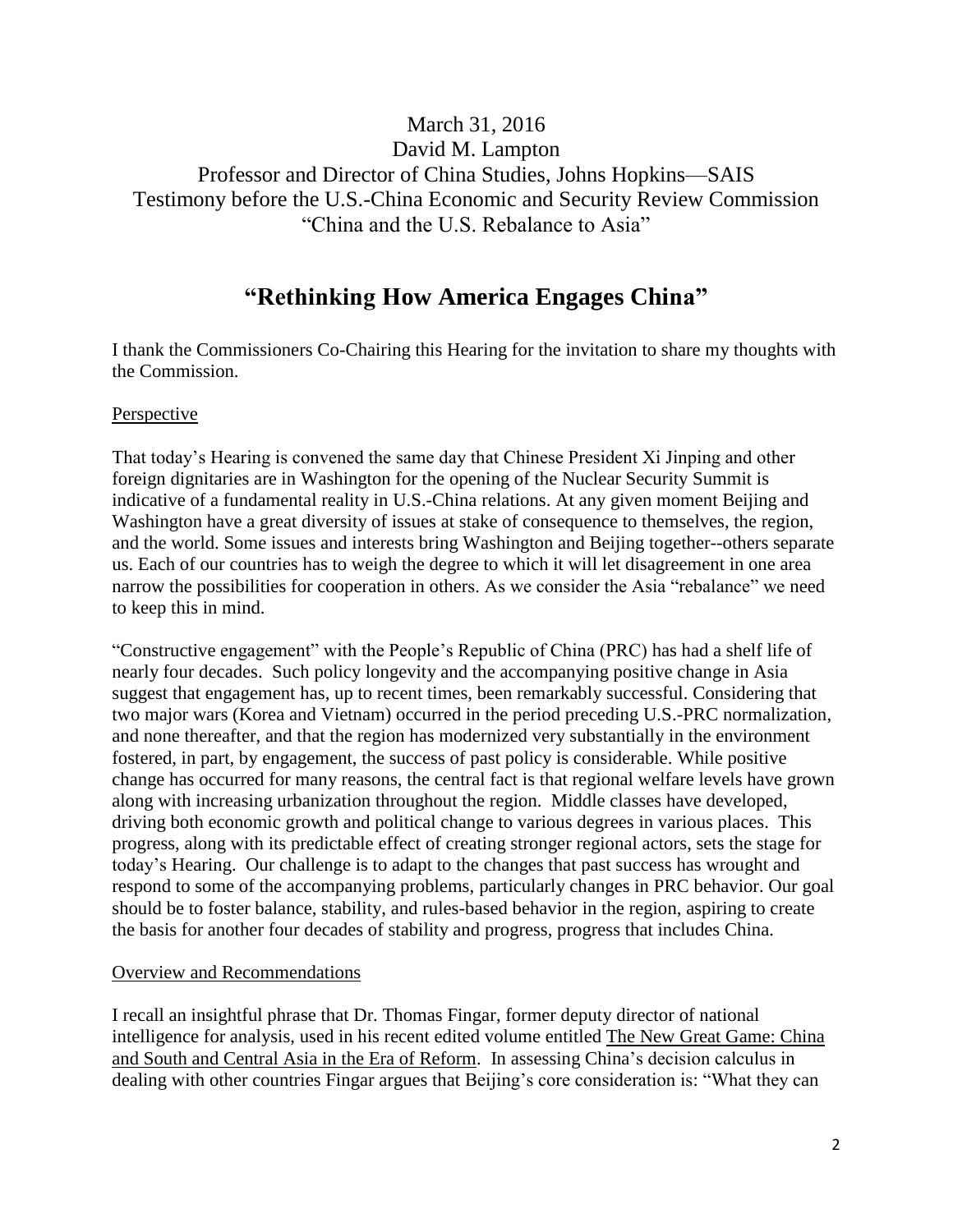March 31, 2016
David M. Lampton
Professor and Director of China Studies, Johns Hopkins—SAIS
Testimony before the U.S.-China Economic and Security Review Commission
"China and the U.S. Rebalance to Asia"

# "Rethinking How America Engages China"

I thank the Commissioners Co-Chairing this Hearing for the invitation to share my thoughts with the Commission.

## Perspective

That today's Hearing is convened the same day that Chinese President Xi Jinping and other foreign dignitaries are in Washington for the opening of the Nuclear Security Summit is indicative of a fundamental reality in U.S.-China relations. At any given moment Beijing and Washington have a great diversity of issues at stake of consequence to themselves, the region, and the world. Some issues and interests bring Washington and Beijing together--others separate us. Each of our countries has to weigh the degree to which it will let disagreement in one area narrow the possibilities for cooperation in others. As we consider the Asia "rebalance" we need to keep this in mind.

"Constructive engagement" with the People's Republic of China (PRC) has had a shelf life of nearly four decades. Such policy longevity and the accompanying positive change in Asia suggest that engagement has, up to recent times, been remarkably successful. Considering that two major wars (Korea and Vietnam) occurred in the period preceding U.S.-PRC normalization, and none thereafter, and that the region has modernized very substantially in the environment fostered, in part, by engagement, the success of past policy is considerable. While positive change has occurred for many reasons, the central fact is that regional welfare levels have grown along with increasing urbanization throughout the region. Middle classes have developed, driving both economic growth and political change to various degrees in various places. This progress, along with its predictable effect of creating stronger regional actors, sets the stage for today's Hearing. Our challenge is to adapt to the changes that past success has wrought and respond to some of the accompanying problems, particularly changes in PRC behavior. Our goal should be to foster balance, stability, and rules-based behavior in the region, aspiring to create the basis for another four decades of stability and progress, progress that includes China.

## Overview and Recommendations

I recall an insightful phrase that Dr. Thomas Fingar, former deputy director of national intelligence for analysis, used in his recent edited volume entitled The New Great Game: China and South and Central Asia in the Era of Reform. In assessing China's decision calculus in dealing with other countries Fingar argues that Beijing's core consideration is: "What they can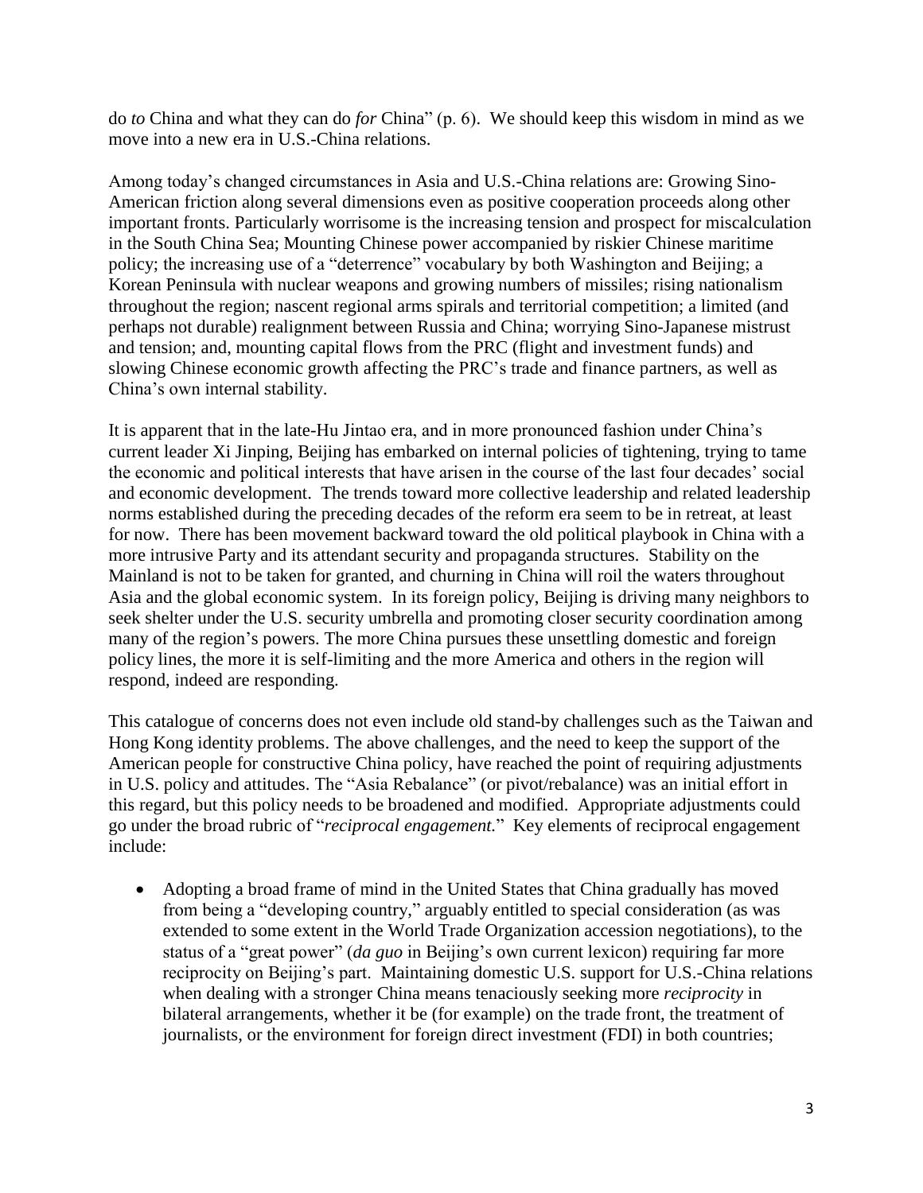do *to* China and what they can do *for* China" (p. 6). We should keep this wisdom in mind as we move into a new era in U.S.-China relations.

Among today's changed circumstances in Asia and U.S.-China relations are: Growing Sino-American friction along several dimensions even as positive cooperation proceeds along other important fronts. Particularly worrisome is the increasing tension and prospect for miscalculation in the South China Sea; Mounting Chinese power accompanied by riskier Chinese maritime policy; the increasing use of a "deterrence" vocabulary by both Washington and Beijing; a Korean Peninsula with nuclear weapons and growing numbers of missiles; rising nationalism throughout the region; nascent regional arms spirals and territorial competition; a limited (and perhaps not durable) realignment between Russia and China; worrying Sino-Japanese mistrust and tension; and, mounting capital flows from the PRC (flight and investment funds) and slowing Chinese economic growth affecting the PRC's trade and finance partners, as well as China's own internal stability.

It is apparent that in the late-Hu Jintao era, and in more pronounced fashion under China's current leader Xi Jinping, Beijing has embarked on internal policies of tightening, trying to tame the economic and political interests that have arisen in the course of the last four decades' social and economic development. The trends toward more collective leadership and related leadership norms established during the preceding decades of the reform era seem to be in retreat, at least for now. There has been movement backward toward the old political playbook in China with a more intrusive Party and its attendant security and propaganda structures. Stability on the Mainland is not to be taken for granted, and churning in China will roil the waters throughout Asia and the global economic system. In its foreign policy, Beijing is driving many neighbors to seek shelter under the U.S. security umbrella and promoting closer security coordination among many of the region's powers. The more China pursues these unsettling domestic and foreign policy lines, the more it is self-limiting and the more America and others in the region will respond, indeed are responding.

This catalogue of concerns does not even include old stand-by challenges such as the Taiwan and Hong Kong identity problems. The above challenges, and the need to keep the support of the American people for constructive China policy, have reached the point of requiring adjustments in U.S. policy and attitudes. The "Asia Rebalance" (or pivot/rebalance) was an initial effort in this regard, but this policy needs to be broadened and modified. Appropriate adjustments could go under the broad rubric of "*reciprocal engagement.*" Key elements of reciprocal engagement include:

- Adopting a broad frame of mind in the United States that China gradually has moved from being a "developing country," arguably entitled to special consideration (as was extended to some extent in the World Trade Organization accession negotiations), to the status of a "great power" (*da guo* in Beijing's own current lexicon) requiring far more reciprocity on Beijing's part. Maintaining domestic U.S. support for U.S.-China relations when dealing with a stronger China means tenaciously seeking more *reciprocity* in bilateral arrangements, whether it be (for example) on the trade front, the treatment of journalists, or the environment for foreign direct investment (FDI) in both countries;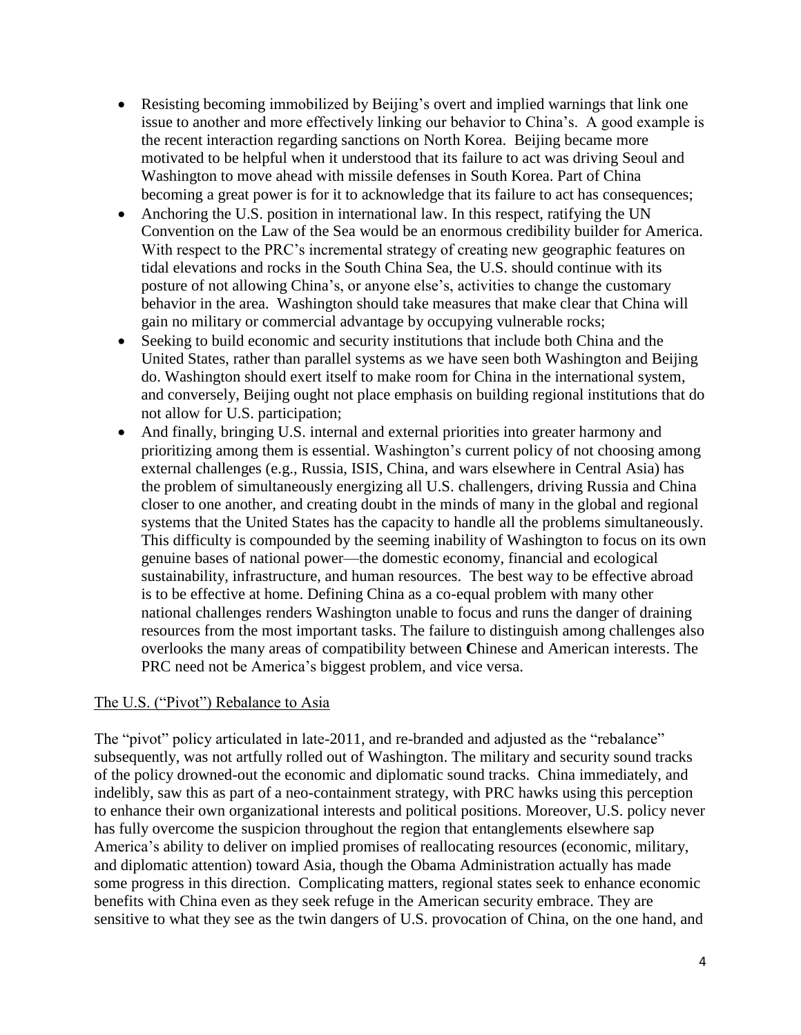- Resisting becoming immobilized by Beijing's overt and implied warnings that link one issue to another and more effectively linking our behavior to China's. A good example is the recent interaction regarding sanctions on North Korea. Beijing became more motivated to be helpful when it understood that its failure to act was driving Seoul and Washington to move ahead with missile defenses in South Korea. Part of China becoming a great power is for it to acknowledge that its failure to act has consequences;
- Anchoring the U.S. position in international law. In this respect, ratifying the UN Convention on the Law of the Sea would be an enormous credibility builder for America. With respect to the PRC's incremental strategy of creating new geographic features on tidal elevations and rocks in the South China Sea, the U.S. should continue with its posture of not allowing China's, or anyone else's, activities to change the customary behavior in the area. Washington should take measures that make clear that China will gain no military or commercial advantage by occupying vulnerable rocks;
- Seeking to build economic and security institutions that include both China and the United States, rather than parallel systems as we have seen both Washington and Beijing do. Washington should exert itself to make room for China in the international system, and conversely, Beijing ought not place emphasis on building regional institutions that do not allow for U.S. participation;
- And finally, bringing U.S. internal and external priorities into greater harmony and prioritizing among them is essential. Washington's current policy of not choosing among external challenges (e.g., Russia, ISIS, China, and wars elsewhere in Central Asia) has the problem of simultaneously energizing all U.S. challengers, driving Russia and China closer to one another, and creating doubt in the minds of many in the global and regional systems that the United States has the capacity to handle all the problems simultaneously. This difficulty is compounded by the seeming inability of Washington to focus on its own genuine bases of national power—the domestic economy, financial and ecological sustainability, infrastructure, and human resources. The best way to be effective abroad is to be effective at home. Defining China as a co-equal problem with many other national challenges renders Washington unable to focus and runs the danger of draining resources from the most important tasks. The failure to distinguish among challenges also overlooks the many areas of compatibility between **C**hinese and American interests. The PRC need not be America's biggest problem, and vice versa.

## The U.S. ("Pivot") Rebalance to Asia

The "pivot" policy articulated in late-2011, and re-branded and adjusted as the "rebalance" subsequently, was not artfully rolled out of Washington. The military and security sound tracks of the policy drowned-out the economic and diplomatic sound tracks. China immediately, and indelibly, saw this as part of a neo-containment strategy, with PRC hawks using this perception to enhance their own organizational interests and political positions. Moreover, U.S. policy never has fully overcome the suspicion throughout the region that entanglements elsewhere sap America's ability to deliver on implied promises of reallocating resources (economic, military, and diplomatic attention) toward Asia, though the Obama Administration actually has made some progress in this direction. Complicating matters, regional states seek to enhance economic benefits with China even as they seek refuge in the American security embrace. They are sensitive to what they see as the twin dangers of U.S. provocation of China, on the one hand, and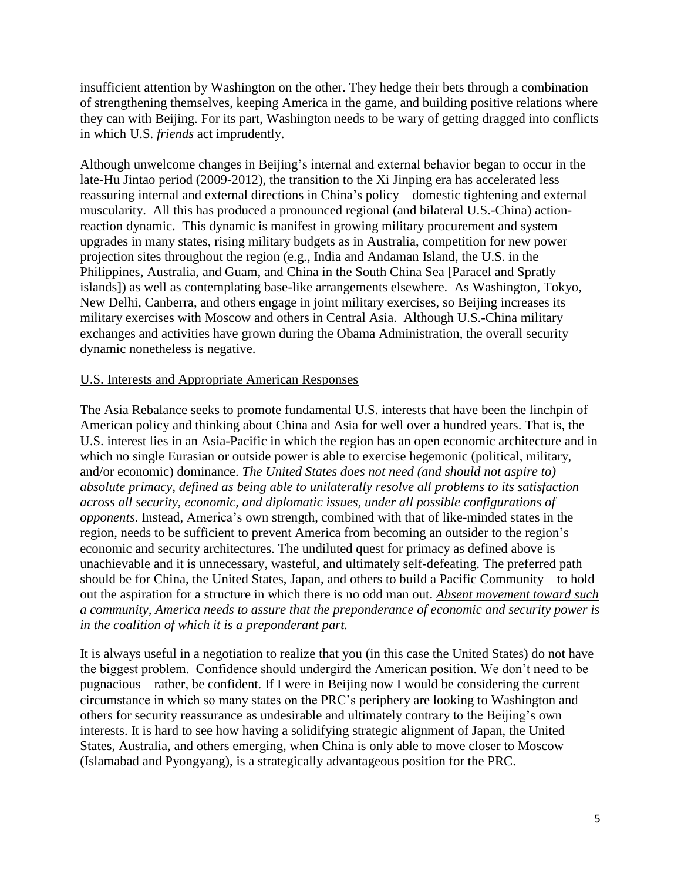insufficient attention by Washington on the other. They hedge their bets through a combination of strengthening themselves, keeping America in the game, and building positive relations where they can with Beijing. For its part, Washington needs to be wary of getting dragged into conflicts in which U.S. *friends* act imprudently.

Although unwelcome changes in Beijing's internal and external behavior began to occur in the late-Hu Jintao period (2009-2012), the transition to the Xi Jinping era has accelerated less reassuring internal and external directions in China's policy—domestic tightening and external muscularity. All this has produced a pronounced regional (and bilateral U.S.-China) action-reaction dynamic. This dynamic is manifest in growing military procurement and system upgrades in many states, rising military budgets as in Australia, competition for new power projection sites throughout the region (e.g., India and Andaman Island, the U.S. in the Philippines, Australia, and Guam, and China in the South China Sea [Paracel and Spratly islands]) as well as contemplating base-like arrangements elsewhere. As Washington, Tokyo, New Delhi, Canberra, and others engage in joint military exercises, so Beijing increases its military exercises with Moscow and others in Central Asia. Although U.S.-China military exchanges and activities have grown during the Obama Administration, the overall security dynamic nonetheless is negative.

<u>U.S. Interests and Appropriate American Responses</u>

The Asia Rebalance seeks to promote fundamental U.S. interests that have been the linchpin of American policy and thinking about China and Asia for well over a hundred years. That is, the U.S. interest lies in an Asia-Pacific in which the region has an open economic architecture and in which no single Eurasian or outside power is able to exercise hegemonic (political, military, and/or economic) dominance. *The United States does <u>not</u> need (and should not aspire to) absolute <u>primacy</u>, defined as being able to unilaterally resolve all problems to its satisfaction across all security, economic, and diplomatic issues, under all possible configurations of opponents*. Instead, America's own strength, combined with that of like-minded states in the region, needs to be sufficient to prevent America from becoming an outsider to the region's economic and security architectures. The undiluted quest for primacy as defined above is unachievable and it is unnecessary, wasteful, and ultimately self-defeating. The preferred path should be for China, the United States, Japan, and others to build a Pacific Community—to hold out the aspiration for a structure in which there is no odd man out. *<u>Absent movement toward such a community, America needs to assure that the preponderance of economic and security power is in the coalition of which it is a preponderant part.</u>*

It is always useful in a negotiation to realize that you (in this case the United States) do not have the biggest problem. Confidence should undergird the American position. We don't need to be pugnacious—rather, be confident. If I were in Beijing now I would be considering the current circumstance in which so many states on the PRC's periphery are looking to Washington and others for security reassurance as undesirable and ultimately contrary to the Beijing's own interests. It is hard to see how having a solidifying strategic alignment of Japan, the United States, Australia, and others emerging, when China is only able to move closer to Moscow (Islamabad and Pyongyang), is a strategically advantageous position for the PRC.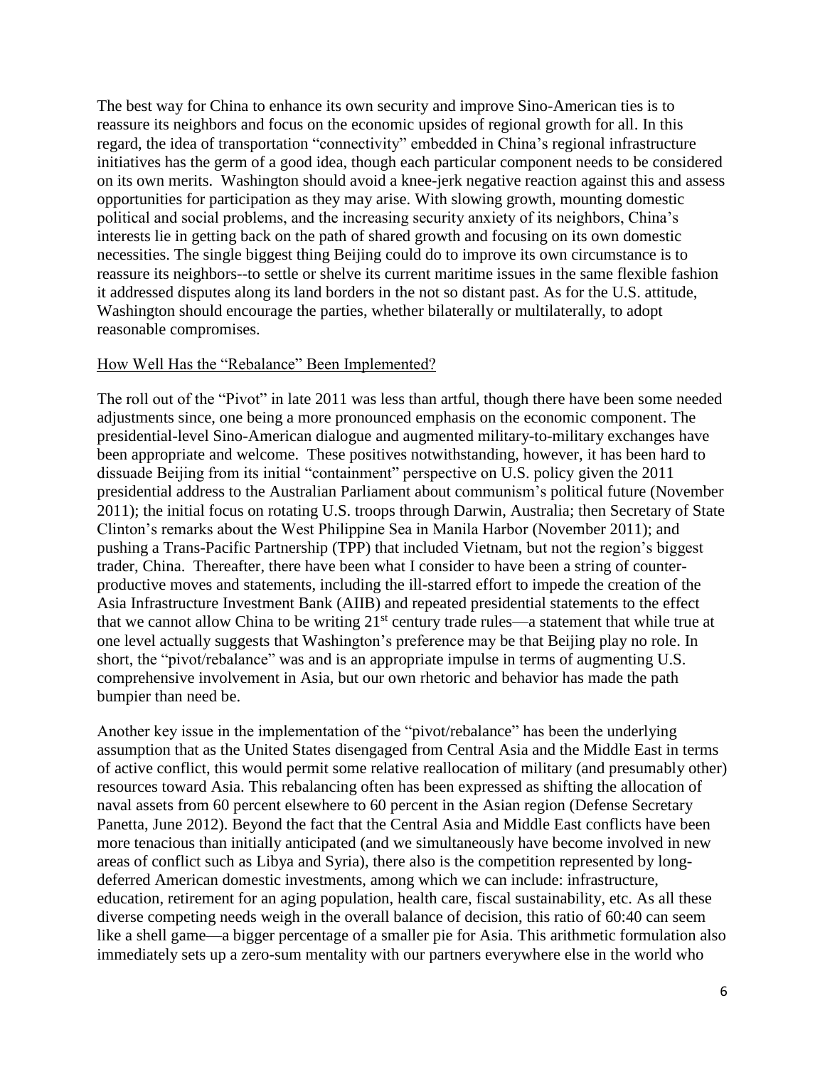The best way for China to enhance its own security and improve Sino-American ties is to reassure its neighbors and focus on the economic upsides of regional growth for all. In this regard, the idea of transportation "connectivity" embedded in China's regional infrastructure initiatives has the germ of a good idea, though each particular component needs to be considered on its own merits. Washington should avoid a knee-jerk negative reaction against this and assess opportunities for participation as they may arise. With slowing growth, mounting domestic political and social problems, and the increasing security anxiety of its neighbors, China's interests lie in getting back on the path of shared growth and focusing on its own domestic necessities. The single biggest thing Beijing could do to improve its own circumstance is to reassure its neighbors--to settle or shelve its current maritime issues in the same flexible fashion it addressed disputes along its land borders in the not so distant past. As for the U.S. attitude, Washington should encourage the parties, whether bilaterally or multilaterally, to adopt reasonable compromises.

## How Well Has the "Rebalance" Been Implemented?

The roll out of the "Pivot" in late 2011 was less than artful, though there have been some needed adjustments since, one being a more pronounced emphasis on the economic component. The presidential-level Sino-American dialogue and augmented military-to-military exchanges have been appropriate and welcome. These positives notwithstanding, however, it has been hard to dissuade Beijing from its initial "containment" perspective on U.S. policy given the 2011 presidential address to the Australian Parliament about communism's political future (November 2011); the initial focus on rotating U.S. troops through Darwin, Australia; then Secretary of State Clinton's remarks about the West Philippine Sea in Manila Harbor (November 2011); and pushing a Trans-Pacific Partnership (TPP) that included Vietnam, but not the region's biggest trader, China. Thereafter, there have been what I consider to have been a string of counter-productive moves and statements, including the ill-starred effort to impede the creation of the Asia Infrastructure Investment Bank (AIIB) and repeated presidential statements to the effect that we cannot allow China to be writing 21st century trade rules—a statement that while true at one level actually suggests that Washington's preference may be that Beijing play no role. In short, the "pivot/rebalance" was and is an appropriate impulse in terms of augmenting U.S. comprehensive involvement in Asia, but our own rhetoric and behavior has made the path bumpier than need be.

Another key issue in the implementation of the "pivot/rebalance" has been the underlying assumption that as the United States disengaged from Central Asia and the Middle East in terms of active conflict, this would permit some relative reallocation of military (and presumably other) resources toward Asia. This rebalancing often has been expressed as shifting the allocation of naval assets from 60 percent elsewhere to 60 percent in the Asian region (Defense Secretary Panetta, June 2012). Beyond the fact that the Central Asia and Middle East conflicts have been more tenacious than initially anticipated (and we simultaneously have become involved in new areas of conflict such as Libya and Syria), there also is the competition represented by long-deferred American domestic investments, among which we can include: infrastructure, education, retirement for an aging population, health care, fiscal sustainability, etc. As all these diverse competing needs weigh in the overall balance of decision, this ratio of 60:40 can seem like a shell game—a bigger percentage of a smaller pie for Asia. This arithmetic formulation also immediately sets up a zero-sum mentality with our partners everywhere else in the world who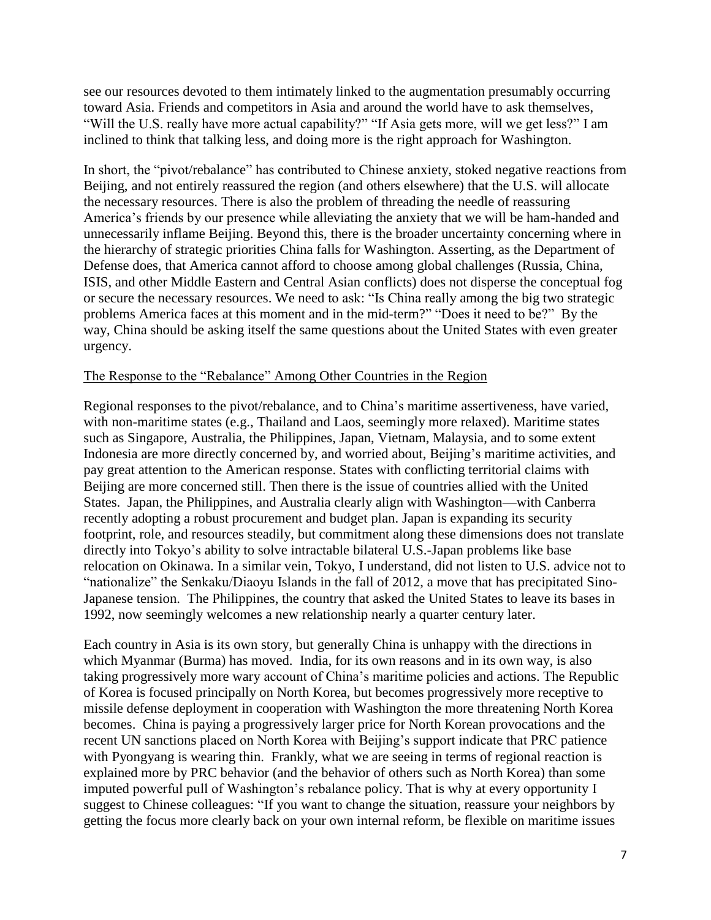see our resources devoted to them intimately linked to the augmentation presumably occurring toward Asia. Friends and competitors in Asia and around the world have to ask themselves, "Will the U.S. really have more actual capability?" "If Asia gets more, will we get less?" I am inclined to think that talking less, and doing more is the right approach for Washington.

In short, the "pivot/rebalance" has contributed to Chinese anxiety, stoked negative reactions from Beijing, and not entirely reassured the region (and others elsewhere) that the U.S. will allocate the necessary resources. There is also the problem of threading the needle of reassuring America's friends by our presence while alleviating the anxiety that we will be ham-handed and unnecessarily inflame Beijing. Beyond this, there is the broader uncertainty concerning where in the hierarchy of strategic priorities China falls for Washington. Asserting, as the Department of Defense does, that America cannot afford to choose among global challenges (Russia, China, ISIS, and other Middle Eastern and Central Asian conflicts) does not disperse the conceptual fog or secure the necessary resources. We need to ask: "Is China really among the big two strategic problems America faces at this moment and in the mid-term?" "Does it need to be?" By the way, China should be asking itself the same questions about the United States with even greater urgency.

## The Response to the "Rebalance" Among Other Countries in the Region

Regional responses to the pivot/rebalance, and to China's maritime assertiveness, have varied, with non-maritime states (e.g., Thailand and Laos, seemingly more relaxed). Maritime states such as Singapore, Australia, the Philippines, Japan, Vietnam, Malaysia, and to some extent Indonesia are more directly concerned by, and worried about, Beijing's maritime activities, and pay great attention to the American response. States with conflicting territorial claims with Beijing are more concerned still. Then there is the issue of countries allied with the United States. Japan, the Philippines, and Australia clearly align with Washington—with Canberra recently adopting a robust procurement and budget plan. Japan is expanding its security footprint, role, and resources steadily, but commitment along these dimensions does not translate directly into Tokyo's ability to solve intractable bilateral U.S.-Japan problems like base relocation on Okinawa. In a similar vein, Tokyo, I understand, did not listen to U.S. advice not to "nationalize" the Senkaku/Diaoyu Islands in the fall of 2012, a move that has precipitated Sino-Japanese tension. The Philippines, the country that asked the United States to leave its bases in 1992, now seemingly welcomes a new relationship nearly a quarter century later.

Each country in Asia is its own story, but generally China is unhappy with the directions in which Myanmar (Burma) has moved. India, for its own reasons and in its own way, is also taking progressively more wary account of China's maritime policies and actions. The Republic of Korea is focused principally on North Korea, but becomes progressively more receptive to missile defense deployment in cooperation with Washington the more threatening North Korea becomes. China is paying a progressively larger price for North Korean provocations and the recent UN sanctions placed on North Korea with Beijing's support indicate that PRC patience with Pyongyang is wearing thin. Frankly, what we are seeing in terms of regional reaction is explained more by PRC behavior (and the behavior of others such as North Korea) than some imputed powerful pull of Washington's rebalance policy. That is why at every opportunity I suggest to Chinese colleagues: "If you want to change the situation, reassure your neighbors by getting the focus more clearly back on your own internal reform, be flexible on maritime issues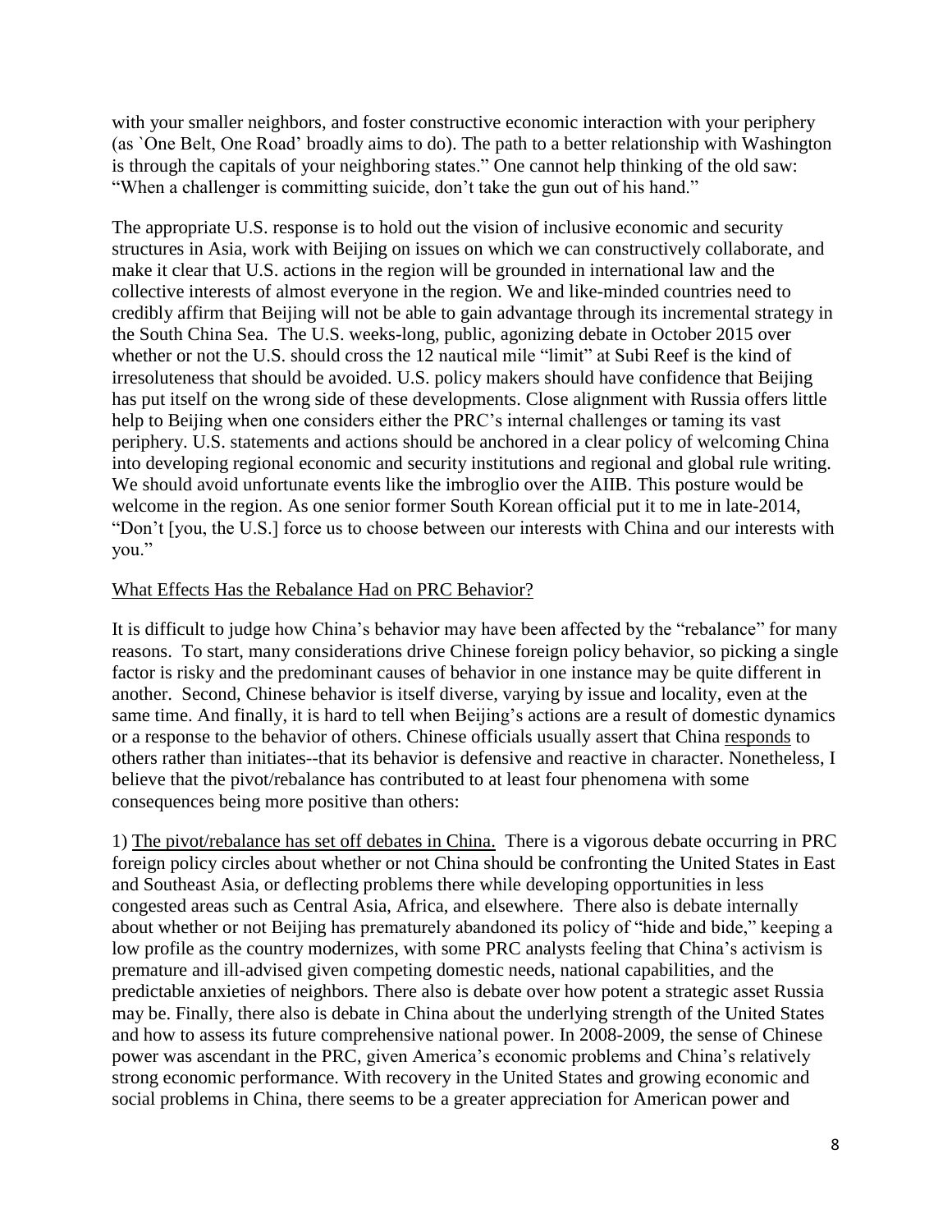with your smaller neighbors, and foster constructive economic interaction with your periphery (as `One Belt, One Road' broadly aims to do). The path to a better relationship with Washington is through the capitals of your neighboring states." One cannot help thinking of the old saw: "When a challenger is committing suicide, don't take the gun out of his hand."

The appropriate U.S. response is to hold out the vision of inclusive economic and security structures in Asia, work with Beijing on issues on which we can constructively collaborate, and make it clear that U.S. actions in the region will be grounded in international law and the collective interests of almost everyone in the region. We and like-minded countries need to credibly affirm that Beijing will not be able to gain advantage through its incremental strategy in the South China Sea. The U.S. weeks-long, public, agonizing debate in October 2015 over whether or not the U.S. should cross the 12 nautical mile "limit" at Subi Reef is the kind of irresoluteness that should be avoided. U.S. policy makers should have confidence that Beijing has put itself on the wrong side of these developments. Close alignment with Russia offers little help to Beijing when one considers either the PRC's internal challenges or taming its vast periphery. U.S. statements and actions should be anchored in a clear policy of welcoming China into developing regional economic and security institutions and regional and global rule writing. We should avoid unfortunate events like the imbroglio over the AIIB. This posture would be welcome in the region. As one senior former South Korean official put it to me in late-2014, "Don't [you, the U.S.] force us to choose between our interests with China and our interests with you."

<u>What Effects Has the Rebalance Had on PRC Behavior?</u>

It is difficult to judge how China's behavior may have been affected by the "rebalance" for many reasons. To start, many considerations drive Chinese foreign policy behavior, so picking a single factor is risky and the predominant causes of behavior in one instance may be quite different in another. Second, Chinese behavior is itself diverse, varying by issue and locality, even at the same time. And finally, it is hard to tell when Beijing's actions are a result of domestic dynamics or a response to the behavior of others. Chinese officials usually assert that China <u>responds</u> to others rather than initiates--that its behavior is defensive and reactive in character. Nonetheless, I believe that the pivot/rebalance has contributed to at least four phenomena with some consequences being more positive than others:

1) <u>The pivot/rebalance has set off debates in China.</u> There is a vigorous debate occurring in PRC foreign policy circles about whether or not China should be confronting the United States in East and Southeast Asia, or deflecting problems there while developing opportunities in less congested areas such as Central Asia, Africa, and elsewhere. There also is debate internally about whether or not Beijing has prematurely abandoned its policy of "hide and bide," keeping a low profile as the country modernizes, with some PRC analysts feeling that China's activism is premature and ill-advised given competing domestic needs, national capabilities, and the predictable anxieties of neighbors. There also is debate over how potent a strategic asset Russia may be. Finally, there also is debate in China about the underlying strength of the United States and how to assess its future comprehensive national power. In 2008-2009, the sense of Chinese power was ascendant in the PRC, given America's economic problems and China's relatively strong economic performance. With recovery in the United States and growing economic and social problems in China, there seems to be a greater appreciation for American power and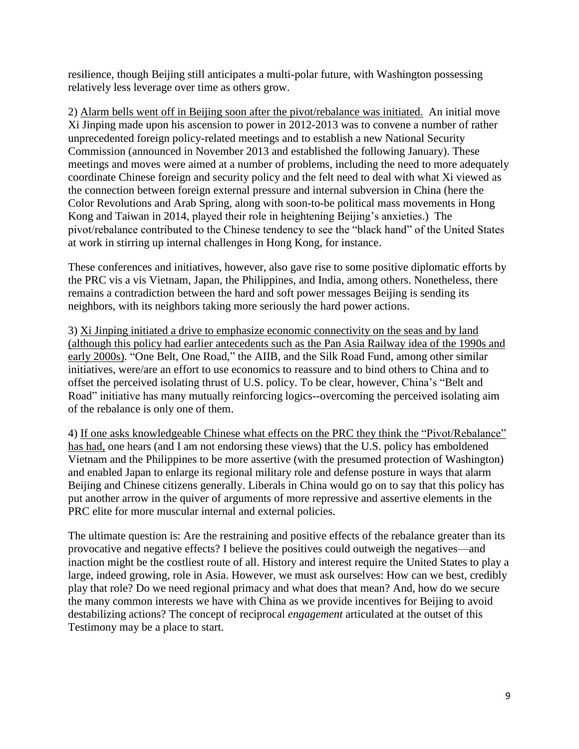resilience, though Beijing still anticipates a multi-polar future, with Washington possessing relatively less leverage over time as others grow.

2) <u>Alarm bells went off in Beijing soon after the pivot/rebalance was initiated.</u> An initial move Xi Jinping made upon his ascension to power in 2012-2013 was to convene a number of rather unprecedented foreign policy-related meetings and to establish a new National Security Commission (announced in November 2013 and established the following January). These meetings and moves were aimed at a number of problems, including the need to more adequately coordinate Chinese foreign and security policy and the felt need to deal with what Xi viewed as the connection between foreign external pressure and internal subversion in China (here the Color Revolutions and Arab Spring, along with soon-to-be political mass movements in Hong Kong and Taiwan in 2014, played their role in heightening Beijing's anxieties.) The pivot/rebalance contributed to the Chinese tendency to see the "black hand" of the United States at work in stirring up internal challenges in Hong Kong, for instance.

These conferences and initiatives, however, also gave rise to some positive diplomatic efforts by the PRC vis a vis Vietnam, Japan, the Philippines, and India, among others. Nonetheless, there remains a contradiction between the hard and soft power messages Beijing is sending its neighbors, with its neighbors taking more seriously the hard power actions.

3) <u>Xi Jinping initiated a drive to emphasize economic connectivity on the seas and by land (although this policy had earlier antecedents such as the Pan Asia Railway idea of the 1990s and early 2000s).</u> "One Belt, One Road," the AIIB, and the Silk Road Fund, among other similar initiatives, were/are an effort to use economics to reassure and to bind others to China and to offset the perceived isolating thrust of U.S. policy. To be clear, however, China's "Belt and Road" initiative has many mutually reinforcing logics--overcoming the perceived isolating aim of the rebalance is only one of them.

4) <u>If one asks knowledgeable Chinese what effects on the PRC they think the "Pivot/Rebalance" has had,</u> one hears (and I am not endorsing these views) that the U.S. policy has emboldened Vietnam and the Philippines to be more assertive (with the presumed protection of Washington) and enabled Japan to enlarge its regional military role and defense posture in ways that alarm Beijing and Chinese citizens generally. Liberals in China would go on to say that this policy has put another arrow in the quiver of arguments of more repressive and assertive elements in the PRC elite for more muscular internal and external policies.

The ultimate question is: Are the restraining and positive effects of the rebalance greater than its provocative and negative effects? I believe the positives could outweigh the negatives—and inaction might be the costliest route of all. History and interest require the United States to play a large, indeed growing, role in Asia. However, we must ask ourselves: How can we best, credibly play that role? Do we need regional primacy and what does that mean? And, how do we secure the many common interests we have with China as we provide incentives for Beijing to avoid destabilizing actions? The concept of reciprocal *engagement* articulated at the outset of this Testimony may be a place to start.